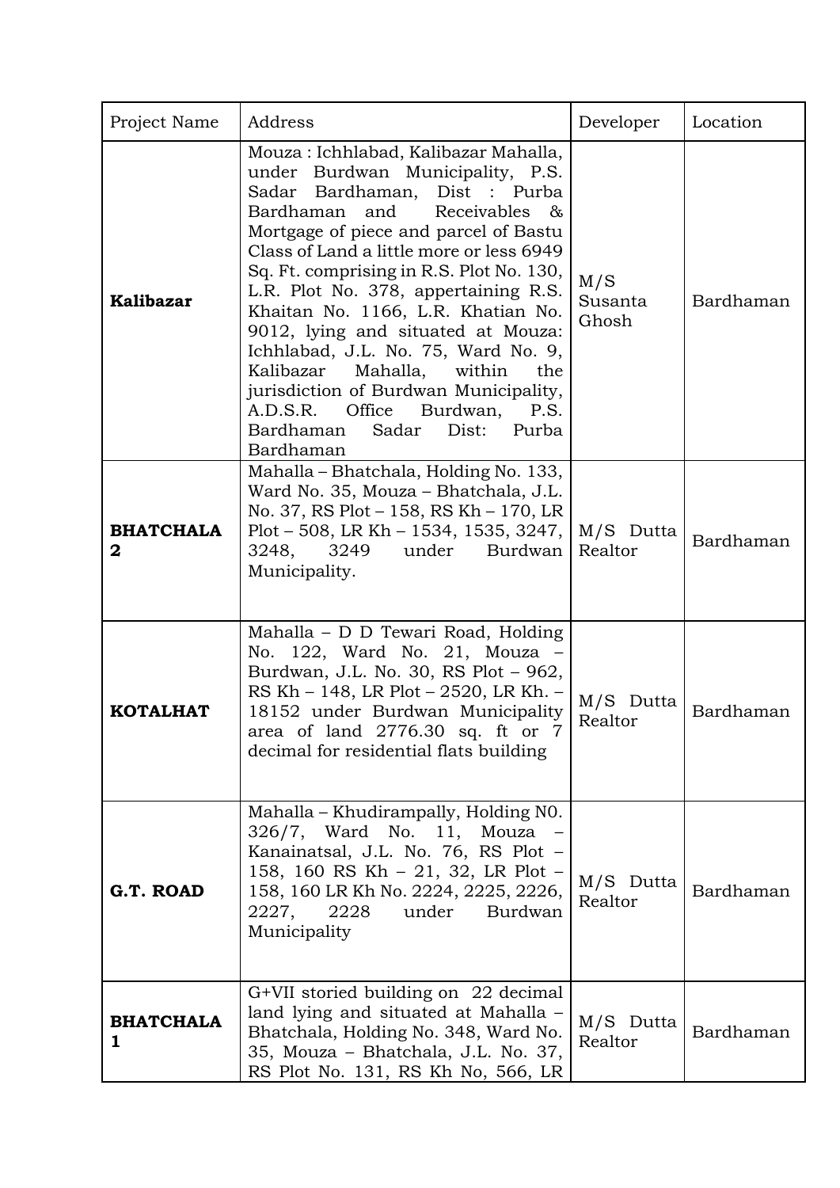| Project Name | Address | Developer | Location |
|---|---|---|---|
| **Kalibazar** | Mouza : Ichhlabad, Kalibazar Mahalla, under Burdwan Municipality, P.S. Sadar Bardhaman, Dist : Purba Bardhaman and Receivables & Mortgage of piece and parcel of Bastu Class of Land a little more or less 6949 Sq. Ft. comprising in R.S. Plot No. 130, L.R. Plot No. 378, appertaining R.S. Khaitan No. 1166, L.R. Khatian No. 9012, lying and situated at Mouza: Ichhlabad, J.L. No. 75, Ward No. 9, Kalibazar Mahalla, within the jurisdiction of Burdwan Municipality, A.D.S.R. Office Burdwan, P.S. Bardhaman Sadar Dist: Purba Bardhaman | M/S Susanta Ghosh | Bardhaman |
| **BHATCHALA 2** | Mahalla – Bhatchala, Holding No. 133, Ward No. 35, Mouza – Bhatchala, J.L. No. 37, RS Plot – 158, RS Kh – 170, LR Plot – 508, LR Kh – 1534, 1535, 3247, 3248, 3249 under Burdwan Municipality. | M/S Dutta Realtor | Bardhaman |
| **KOTALHAT** | Mahalla – D D Tewari Road, Holding No. 122, Ward No. 21, Mouza – Burdwan, J.L. No. 30, RS Plot – 962, RS Kh – 148, LR Plot – 2520, LR Kh. – 18152 under Burdwan Municipality area of land 2776.30 sq. ft or 7 decimal for residential flats building | M/S Dutta Realtor | Bardhaman |
| **G.T. ROAD** | Mahalla – Khudirampally, Holding N0. 326/7, Ward No. 11, Mouza – Kanainatsal, J.L. No. 76, RS Plot – 158, 160 RS Kh – 21, 32, LR Plot – 158, 160 LR Kh No. 2224, 2225, 2226, 2227, 2228 under Burdwan Municipality | M/S Dutta Realtor | Bardhaman |
| **BHATCHALA 1** | G+VII storied building on 22 decimal land lying and situated at Mahalla – Bhatchala, Holding No. 348, Ward No. 35, Mouza – Bhatchala, J.L. No. 37, RS Plot No. 131, RS Kh No, 566, LR | M/S Dutta Realtor | Bardhaman |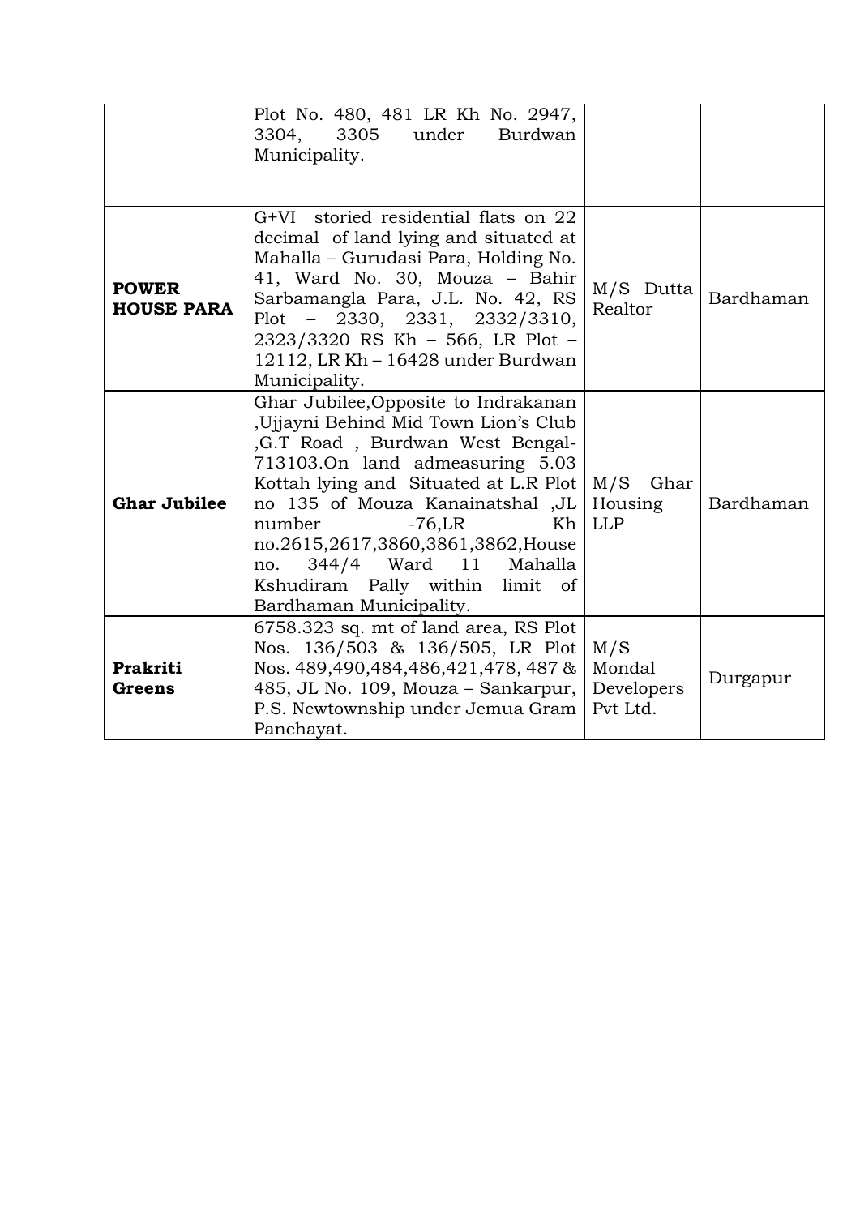| | | | |
|---|---|---|---|
| | Plot No. 480, 481 LR Kh No. 2947, 3304, 3305 under Burdwan Municipality. | | |
| **POWER HOUSE PARA** | G+VI storied residential flats on 22 decimal of land lying and situated at Mahalla – Gurudasi Para, Holding No. 41, Ward No. 30, Mouza – Bahir Sarbamangla Para, J.L. No. 42, RS Plot – 2330, 2331, 2332/3310, 2323/3320 RS Kh – 566, LR Plot – 12112, LR Kh – 16428 under Burdwan Municipality. | M/S Dutta Realtor | Bardhaman |
| **Ghar Jubilee** | Ghar Jubilee,Opposite to Indrakanan ,Ujjayni Behind Mid Town Lion's Club ,G.T Road , Burdwan West Bengal-713103.On land admeasuring 5.03 Kottah lying and Situated at L.R Plot no 135 of Mouza Kanainatshal ,JL number -76,LR Kh no.2615,2617,3860,3861,3862,House no. 344/4 Ward 11 Mahalla Kshudiram Pally within limit of Bardhaman Municipality. | M/S Ghar Housing LLP | Bardhaman |
| **Prakriti Greens** | 6758.323 sq. mt of land area, RS Plot Nos. 136/503 & 136/505, LR Plot Nos. 489,490,484,486,421,478, 487 & 485, JL No. 109, Mouza – Sankarpur, P.S. Newtownship under Jemua Gram Panchayat. | M/S Mondal Developers Pvt Ltd. | Durgapur |